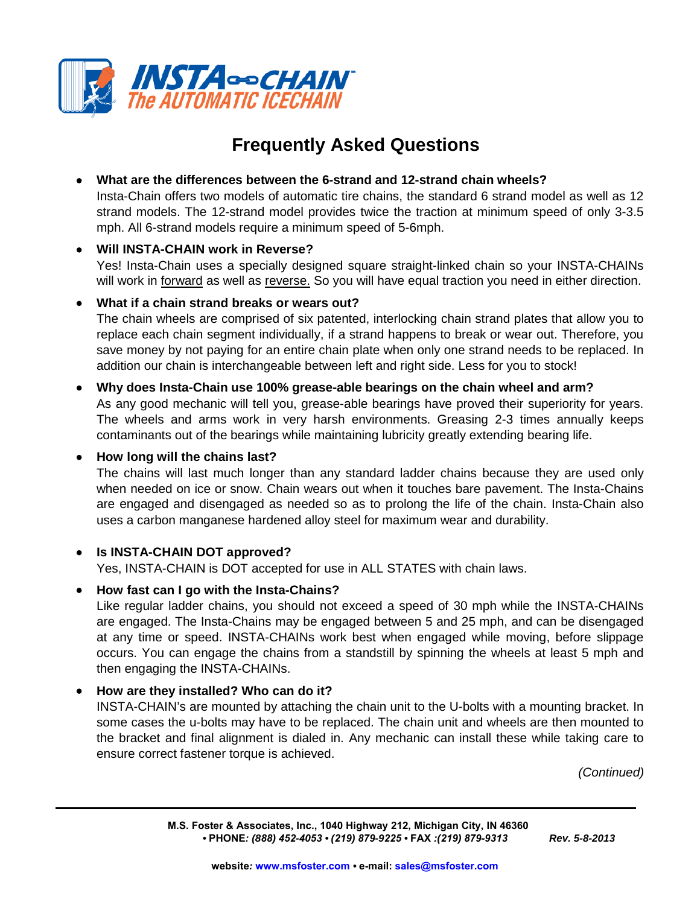**INSTA-CHAIN™**
*The AUTOMATIC ICECHAIN*

# Frequently Asked Questions

- **What are the differences between the 6-strand and 12-strand chain wheels?**
  Insta-Chain offers two models of automatic tire chains, the standard 6 strand model as well as 12 strand models. The 12-strand model provides twice the traction at minimum speed of only 3-3.5 mph. All 6-strand models require a minimum speed of 5-6mph.

- **Will INSTA-CHAIN work in Reverse?**
  Yes! Insta-Chain uses a specially designed square straight-linked chain so your INSTA-CHAINs will work in forward as well as reverse. So you will have equal traction you need in either direction.

- **What if a chain strand breaks or wears out?**
  The chain wheels are comprised of six patented, interlocking chain strand plates that allow you to replace each chain segment individually, if a strand happens to break or wear out. Therefore, you save money by not paying for an entire chain plate when only one strand needs to be replaced. In addition our chain is interchangeable between left and right side. Less for you to stock!

- **Why does Insta-Chain use 100% grease-able bearings on the chain wheel and arm?**
  As any good mechanic will tell you, grease-able bearings have proved their superiority for years. The wheels and arms work in very harsh environments. Greasing 2-3 times annually keeps contaminants out of the bearings while maintaining lubricity greatly extending bearing life.

- **How long will the chains last?**
  The chains will last much longer than any standard ladder chains because they are used only when needed on ice or snow. Chain wears out when it touches bare pavement. The Insta-Chains are engaged and disengaged as needed so as to prolong the life of the chain. Insta-Chain also uses a carbon manganese hardened alloy steel for maximum wear and durability.

- **Is INSTA-CHAIN DOT approved?**
  Yes, INSTA-CHAIN is DOT accepted for use in ALL STATES with chain laws.

- **How fast can I go with the Insta-Chains?**
  Like regular ladder chains, you should not exceed a speed of 30 mph while the INSTA-CHAINs are engaged. The Insta-Chains may be engaged between 5 and 25 mph, and can be disengaged at any time or speed. INSTA-CHAINs work best when engaged while moving, before slippage occurs. You can engage the chains from a standstill by spinning the wheels at least 5 mph and then engaging the INSTA-CHAINs.

- **How are they installed? Who can do it?**
  INSTA-CHAIN's are mounted by attaching the chain unit to the U-bolts with a mounting bracket. In some cases the u-bolts may have to be replaced. The chain unit and wheels are then mounted to the bracket and final alignment is dialed in. Any mechanic can install these while taking care to ensure correct fastener torque is achieved.

*(Continued)*

**M.S. Foster & Associates, Inc., 1040 Highway 212, Michigan City, IN 46360**
**• PHONE:** ***(888) 452-4053 • (219) 879-9225*** **• FAX :*****(219) 879-9313*** ***Rev. 5-8-2013***

**website: www.msfoster.com • e-mail: sales@msfoster.com**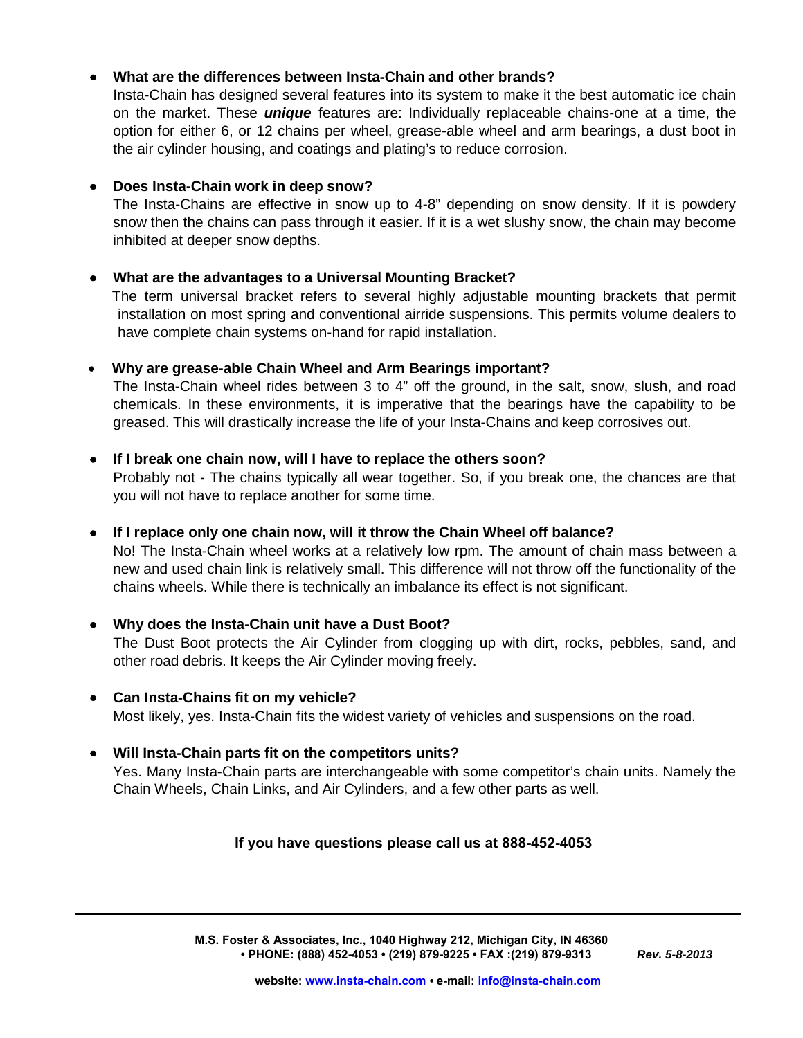- **What are the differences between Insta-Chain and other brands?**
  Insta-Chain has designed several features into its system to make it the best automatic ice chain on the market. These ***unique*** features are: Individually replaceable chains-one at a time, the option for either 6, or 12 chains per wheel, grease-able wheel and arm bearings, a dust boot in the air cylinder housing, and coatings and plating's to reduce corrosion.

- **Does Insta-Chain work in deep snow?**
  The Insta-Chains are effective in snow up to 4-8" depending on snow density. If it is powdery snow then the chains can pass through it easier. If it is a wet slushy snow, the chain may become inhibited at deeper snow depths.

- **What are the advantages to a Universal Mounting Bracket?**
  The term universal bracket refers to several highly adjustable mounting brackets that permit installation on most spring and conventional airride suspensions. This permits volume dealers to have complete chain systems on-hand for rapid installation.

- **Why are grease-able Chain Wheel and Arm Bearings important?**
  The Insta-Chain wheel rides between 3 to 4" off the ground, in the salt, snow, slush, and road chemicals. In these environments, it is imperative that the bearings have the capability to be greased. This will drastically increase the life of your Insta-Chains and keep corrosives out.

- **If I break one chain now, will I have to replace the others soon?**
  Probably not - The chains typically all wear together. So, if you break one, the chances are that you will not have to replace another for some time.

- **If I replace only one chain now, will it throw the Chain Wheel off balance?**
  No! The Insta-Chain wheel works at a relatively low rpm. The amount of chain mass between a new and used chain link is relatively small. This difference will not throw off the functionality of the chains wheels. While there is technically an imbalance its effect is not significant.

- **Why does the Insta-Chain unit have a Dust Boot?**
  The Dust Boot protects the Air Cylinder from clogging up with dirt, rocks, pebbles, sand, and other road debris. It keeps the Air Cylinder moving freely.

- **Can Insta-Chains fit on my vehicle?**
  Most likely, yes. Insta-Chain fits the widest variety of vehicles and suspensions on the road.

- **Will Insta-Chain parts fit on the competitors units?**
  Yes. Many Insta-Chain parts are interchangeable with some competitor's chain units. Namely the Chain Wheels, Chain Links, and Air Cylinders, and a few other parts as well.

**If you have questions please call us at 888-452-4053**

---

**M.S. Foster & Associates, Inc., 1040 Highway 212, Michigan City, IN 46360**
**• PHONE: (888) 452-4053 • (219) 879-9225 • FAX :(219) 879-9313** ***Rev. 5-8-2013***

**website: www.insta-chain.com • e-mail: info@insta-chain.com**